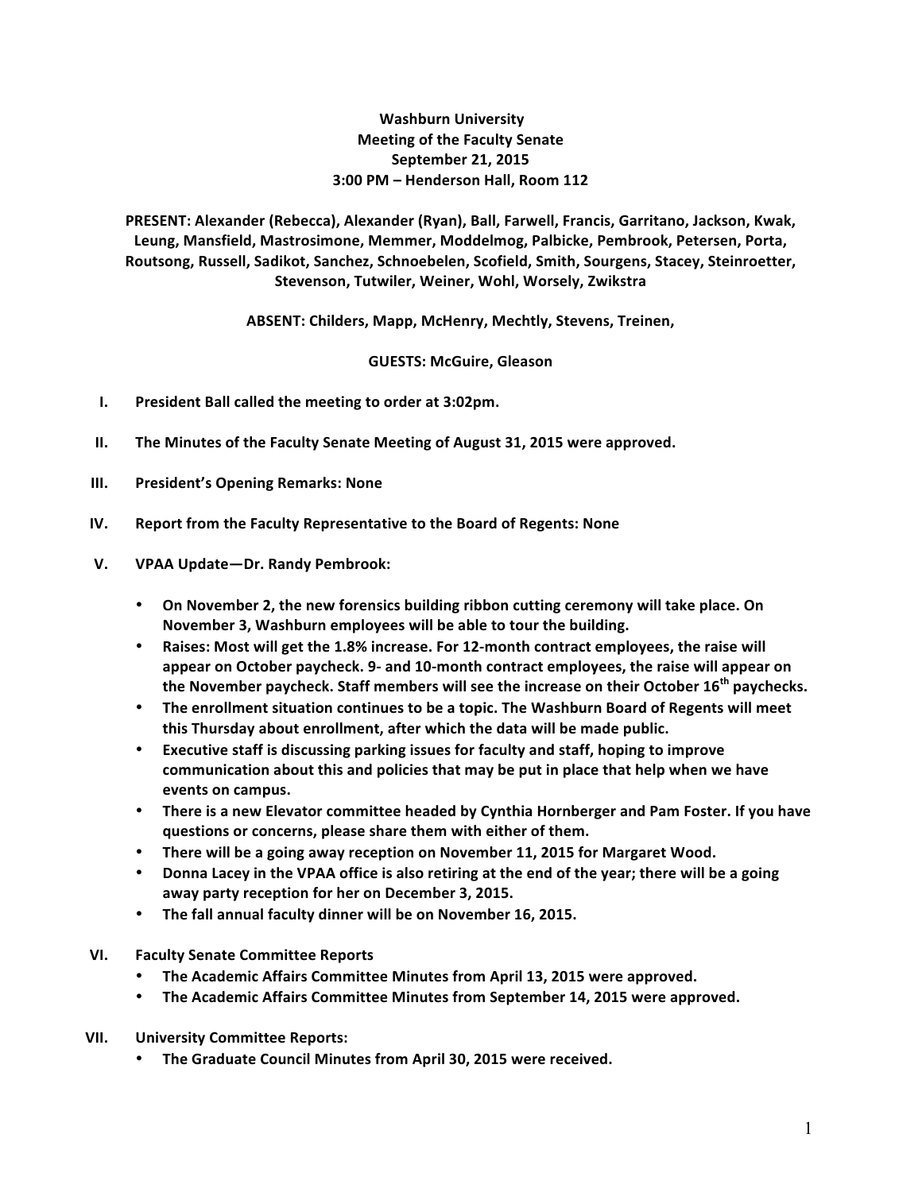**Washburn University**
**Meeting of the Faculty Senate**
**September 21, 2015**
**3:00 PM – Henderson Hall, Room 112**

**PRESENT: Alexander (Rebecca), Alexander (Ryan), Ball, Farwell, Francis, Garritano, Jackson, Kwak, Leung, Mansfield, Mastrosimone, Memmer, Moddelmog, Palbicke, Pembrook, Petersen, Porta, Routsong, Russell, Sadikot, Sanchez, Schnoebelen, Scofield, Smith, Sourgens, Stacey, Steinroetter, Stevenson, Tutwiler, Weiner, Wohl, Worsely, Zwikstra**

**ABSENT: Childers, Mapp, McHenry, Mechtly, Stevens, Treinen,**

**GUESTS: McGuire, Gleason**

I. **President Ball called the meeting to order at 3:02pm.**

II. **The Minutes of the Faculty Senate Meeting of August 31, 2015 were approved.**

III. **President's Opening Remarks: None**

IV. **Report from the Faculty Representative to the Board of Regents: None**

V. **VPAA Update—Dr. Randy Pembrook:**
   - **On November 2, the new forensics building ribbon cutting ceremony will take place. On November 3, Washburn employees will be able to tour the building.**
   - **Raises: Most will get the 1.8% increase. For 12-month contract employees, the raise will appear on October paycheck. 9- and 10-month contract employees, the raise will appear on the November paycheck. Staff members will see the increase on their October 16th paychecks.**
   - **The enrollment situation continues to be a topic. The Washburn Board of Regents will meet this Thursday about enrollment, after which the data will be made public.**
   - **Executive staff is discussing parking issues for faculty and staff, hoping to improve communication about this and policies that may be put in place that help when we have events on campus.**
   - **There is a new Elevator committee headed by Cynthia Hornberger and Pam Foster. If you have questions or concerns, please share them with either of them.**
   - **There will be a going away reception on November 11, 2015 for Margaret Wood.**
   - **Donna Lacey in the VPAA office is also retiring at the end of the year; there will be a going away party reception for her on December 3, 2015.**
   - **The fall annual faculty dinner will be on November 16, 2015.**

VI. **Faculty Senate Committee Reports**
   - **The Academic Affairs Committee Minutes from April 13, 2015 were approved.**
   - **The Academic Affairs Committee Minutes from September 14, 2015 were approved.**

VII. **University Committee Reports:**
   - **The Graduate Council Minutes from April 30, 2015 were received.**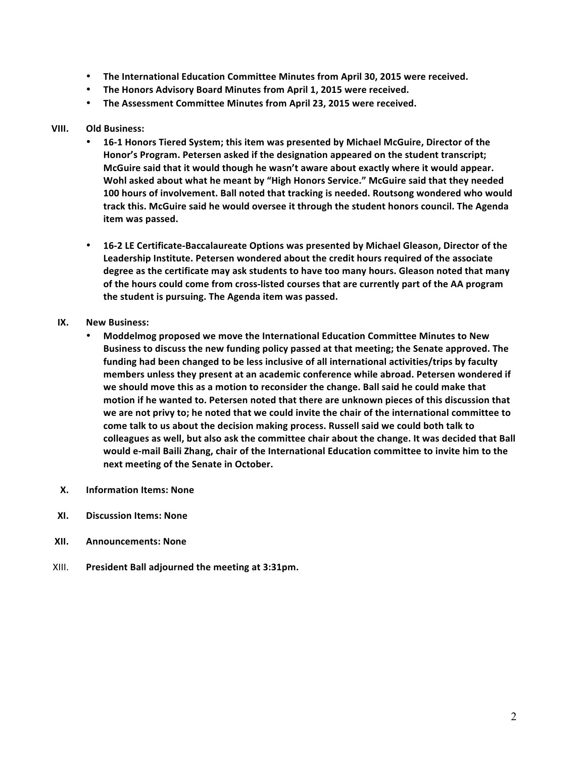- **The International Education Committee Minutes from April 30, 2015 were received.**
- **The Honors Advisory Board Minutes from April 1, 2015 were received.**
- **The Assessment Committee Minutes from April 23, 2015 were received.**

**VIII. Old Business:**

- **16-1 Honors Tiered System; this item was presented by Michael McGuire, Director of the Honor's Program. Petersen asked if the designation appeared on the student transcript; McGuire said that it would though he wasn't aware about exactly where it would appear. Wohl asked about what he meant by "High Honors Service." McGuire said that they needed 100 hours of involvement. Ball noted that tracking is needed. Routsong wondered who would track this. McGuire said he would oversee it through the student honors council. The Agenda item was passed.**

- **16-2 LE Certificate-Baccalaureate Options was presented by Michael Gleason, Director of the Leadership Institute. Petersen wondered about the credit hours required of the associate degree as the certificate may ask students to have too many hours. Gleason noted that many of the hours could come from cross-listed courses that are currently part of the AA program the student is pursuing. The Agenda item was passed.**

**IX. New Business:**

- **Moddelmog proposed we move the International Education Committee Minutes to New Business to discuss the new funding policy passed at that meeting; the Senate approved. The funding had been changed to be less inclusive of all international activities/trips by faculty members unless they present at an academic conference while abroad. Petersen wondered if we should move this as a motion to reconsider the change. Ball said he could make that motion if he wanted to. Petersen noted that there are unknown pieces of this discussion that we are not privy to; he noted that we could invite the chair of the international committee to come talk to us about the decision making process. Russell said we could both talk to colleagues as well, but also ask the committee chair about the change. It was decided that Ball would e-mail Baili Zhang, chair of the International Education committee to invite him to the next meeting of the Senate in October.**

**X. Information Items: None**

**XI. Discussion Items: None**

**XII. Announcements: None**

XIII. **President Ball adjourned the meeting at 3:31pm.**